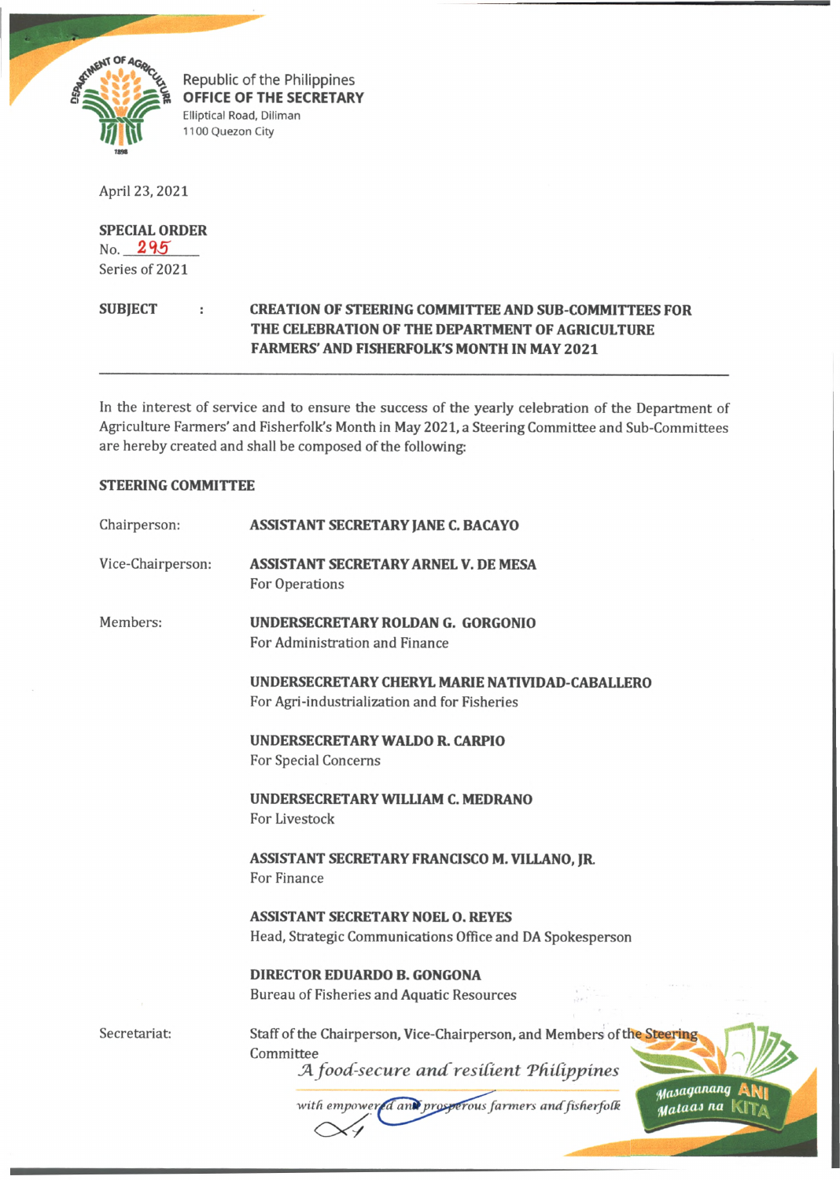Republic of the Philippines
**OFFICE OF THE SECRETARY**
Elliptical Road, Diliman
1100 Quezon City

April 23, 2021

**SPECIAL ORDER**
No. 295
Series of 2021

**SUBJECT : CREATION OF STEERING COMMITTEE AND SUB-COMMITTEES FOR THE CELEBRATION OF THE DEPARTMENT OF AGRICULTURE FARMERS' AND FISHERFOLK'S MONTH IN MAY 2021**

---

In the interest of service and to ensure the success of the yearly celebration of the Department of Agriculture Farmers' and Fisherfolk's Month in May 2021, a Steering Committee and Sub-Committees are hereby created and shall be composed of the following:

**STEERING COMMITTEE**

Chairperson: **ASSISTANT SECRETARY JANE C. BACAYO**

Vice-Chairperson: **ASSISTANT SECRETARY ARNEL V. DE MESA**
For Operations

Members:

**UNDERSECRETARY ROLDAN G. GORGONIO**
For Administration and Finance

**UNDERSECRETARY CHERYL MARIE NATIVIDAD-CABALLERO**
For Agri-industrialization and for Fisheries

**UNDERSECRETARY WALDO R. CARPIO**
For Special Concerns

**UNDERSECRETARY WILLIAM C. MEDRANO**
For Livestock

**ASSISTANT SECRETARY FRANCISCO M. VILLANO, JR.**
For Finance

**ASSISTANT SECRETARY NOEL O. REYES**
Head, Strategic Communications Office and DA Spokesperson

**DIRECTOR EDUARDO B. GONGONA**
Bureau of Fisheries and Aquatic Resources

Secretariat: Staff of the Chairperson, Vice-Chairperson, and Members of the Steering Committee

*A food-secure and resilient Philippines*
*with empowered and prosperous farmers and fisherfolk*

Masaganang ANI Mataas na KITA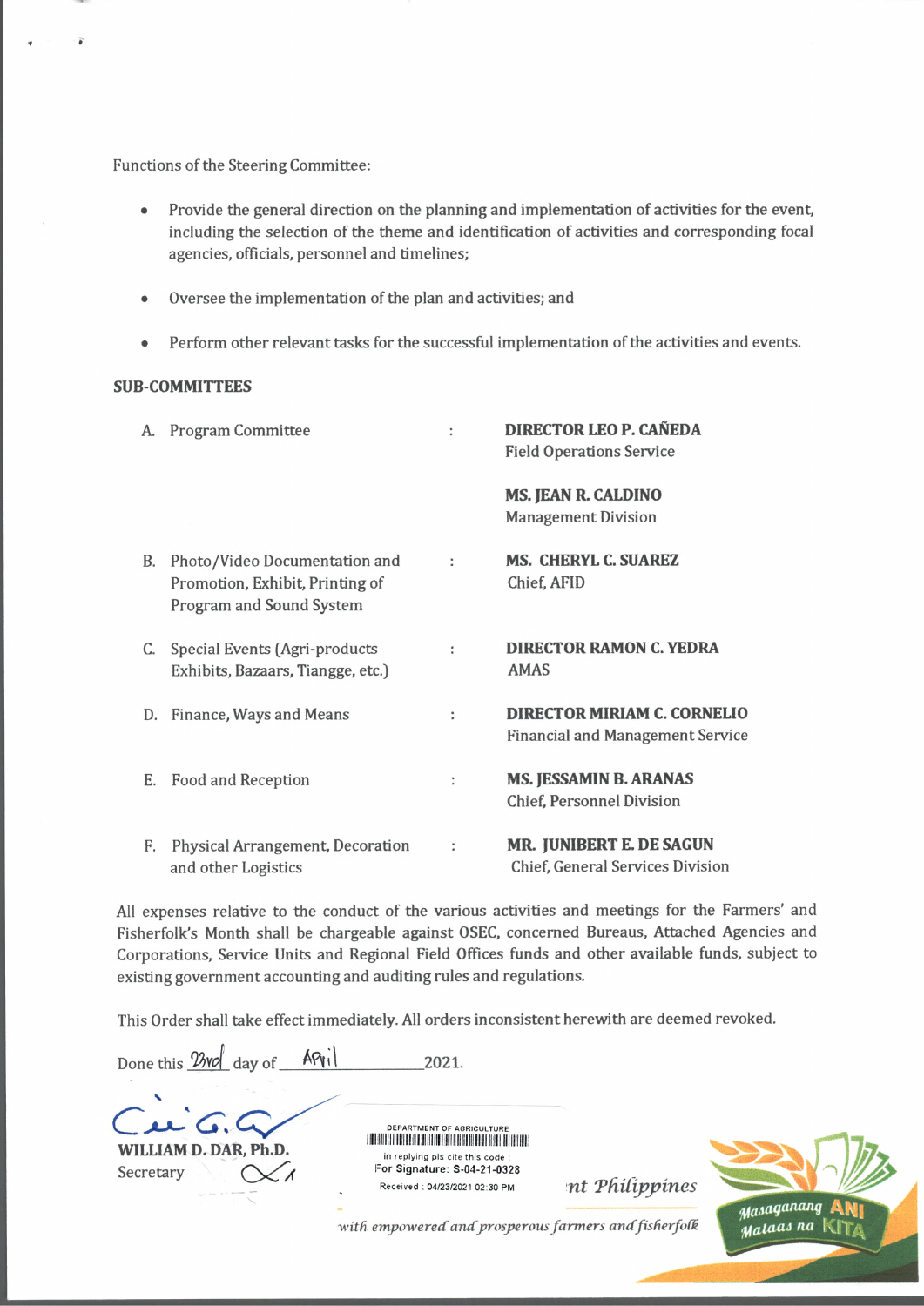Functions of the Steering Committee:

- Provide the general direction on the planning and implementation of activities for the event, including the selection of the theme and identification of activities and corresponding focal agencies, officials, personnel and timelines;
- Oversee the implementation of the plan and activities; and
- Perform other relevant tasks for the successful implementation of the activities and events.

**SUB-COMMITTEES**

| | | |
|---|---|---|
| A. Program Committee | : | **DIRECTOR LEO P. CAÑEDA**<br>Field Operations Service<br><br>**MS. JEAN R. CALDINO**<br>Management Division |
| B. Photo/Video Documentation and Promotion, Exhibit, Printing of Program and Sound System | : | **MS. CHERYL C. SUAREZ**<br>Chief, AFID |
| C. Special Events (Agri-products Exhibits, Bazaars, Tiangge, etc.) | : | **DIRECTOR RAMON C. YEDRA**<br>AMAS |
| D. Finance, Ways and Means | : | **DIRECTOR MIRIAM C. CORNELIO**<br>Financial and Management Service |
| E. Food and Reception | : | **MS. JESSAMIN B. ARANAS**<br>Chief, Personnel Division |
| F. Physical Arrangement, Decoration and other Logistics | : | **MR. JUNIBERT E. DE SAGUN**<br>Chief, General Services Division |

All expenses relative to the conduct of the various activities and meetings for the Farmers' and Fisherfolk's Month shall be chargeable against OSEC, concerned Bureaus, Attached Agencies and Corporations, Service Units and Regional Field Offices funds and other available funds, subject to existing government accounting and auditing rules and regulations.

This Order shall take effect immediately. All orders inconsistent herewith are deemed revoked.

Done this 23rd day of April 2021.

**WILLIAM D. DAR, Ph.D.**
Secretary

DEPARTMENT OF AGRICULTURE
in replying pls cite this code :
For Signature: S-04-21-0328
Received : 04/23/2021 02:30 PM

*...nt Philippines*
*with empowered and prosperous farmers and fisherfolk*

Masaganang ANI Mataas na KITA